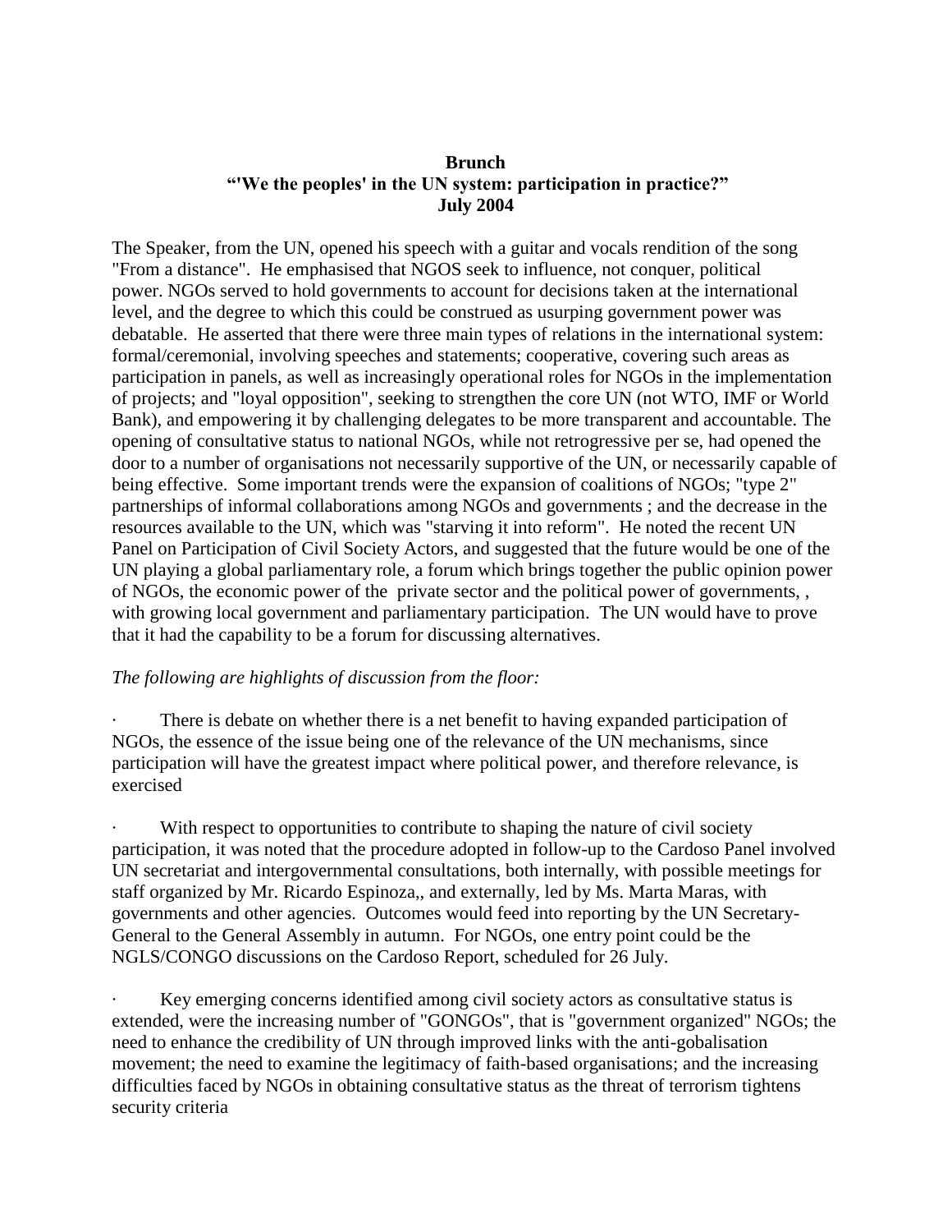**Brunch**
**"'We the peoples' in the UN system: participation in practice?"**
**July 2004**

The Speaker, from the UN, opened his speech with a guitar and vocals rendition of the song "From a distance". He emphasised that NGOS seek to influence, not conquer, political power. NGOs served to hold governments to account for decisions taken at the international level, and the degree to which this could be construed as usurping government power was debatable. He asserted that there were three main types of relations in the international system: formal/ceremonial, involving speeches and statements; cooperative, covering such areas as participation in panels, as well as increasingly operational roles for NGOs in the implementation of projects; and "loyal opposition", seeking to strengthen the core UN (not WTO, IMF or World Bank), and empowering it by challenging delegates to be more transparent and accountable. The opening of consultative status to national NGOs, while not retrogressive per se, had opened the door to a number of organisations not necessarily supportive of the UN, or necessarily capable of being effective. Some important trends were the expansion of coalitions of NGOs; "type 2" partnerships of informal collaborations among NGOs and governments ; and the decrease in the resources available to the UN, which was "starving it into reform". He noted the recent UN Panel on Participation of Civil Society Actors, and suggested that the future would be one of the UN playing a global parliamentary role, a forum which brings together the public opinion power of NGOs, the economic power of the private sector and the political power of governments, , with growing local government and parliamentary participation. The UN would have to prove that it had the capability to be a forum for discussing alternatives.

*The following are highlights of discussion from the floor:*

- There is debate on whether there is a net benefit to having expanded participation of NGOs, the essence of the issue being one of the relevance of the UN mechanisms, since participation will have the greatest impact where political power, and therefore relevance, is exercised

- With respect to opportunities to contribute to shaping the nature of civil society participation, it was noted that the procedure adopted in follow-up to the Cardoso Panel involved UN secretariat and intergovernmental consultations, both internally, with possible meetings for staff organized by Mr. Ricardo Espinoza,, and externally, led by Ms. Marta Maras, with governments and other agencies. Outcomes would feed into reporting by the UN Secretary-General to the General Assembly in autumn. For NGOs, one entry point could be the NGLS/CONGO discussions on the Cardoso Report, scheduled for 26 July.

- Key emerging concerns identified among civil society actors as consultative status is extended, were the increasing number of "GONGOs", that is "government organized" NGOs; the need to enhance the credibility of UN through improved links with the anti-gobalisation movement; the need to examine the legitimacy of faith-based organisations; and the increasing difficulties faced by NGOs in obtaining consultative status as the threat of terrorism tightens security criteria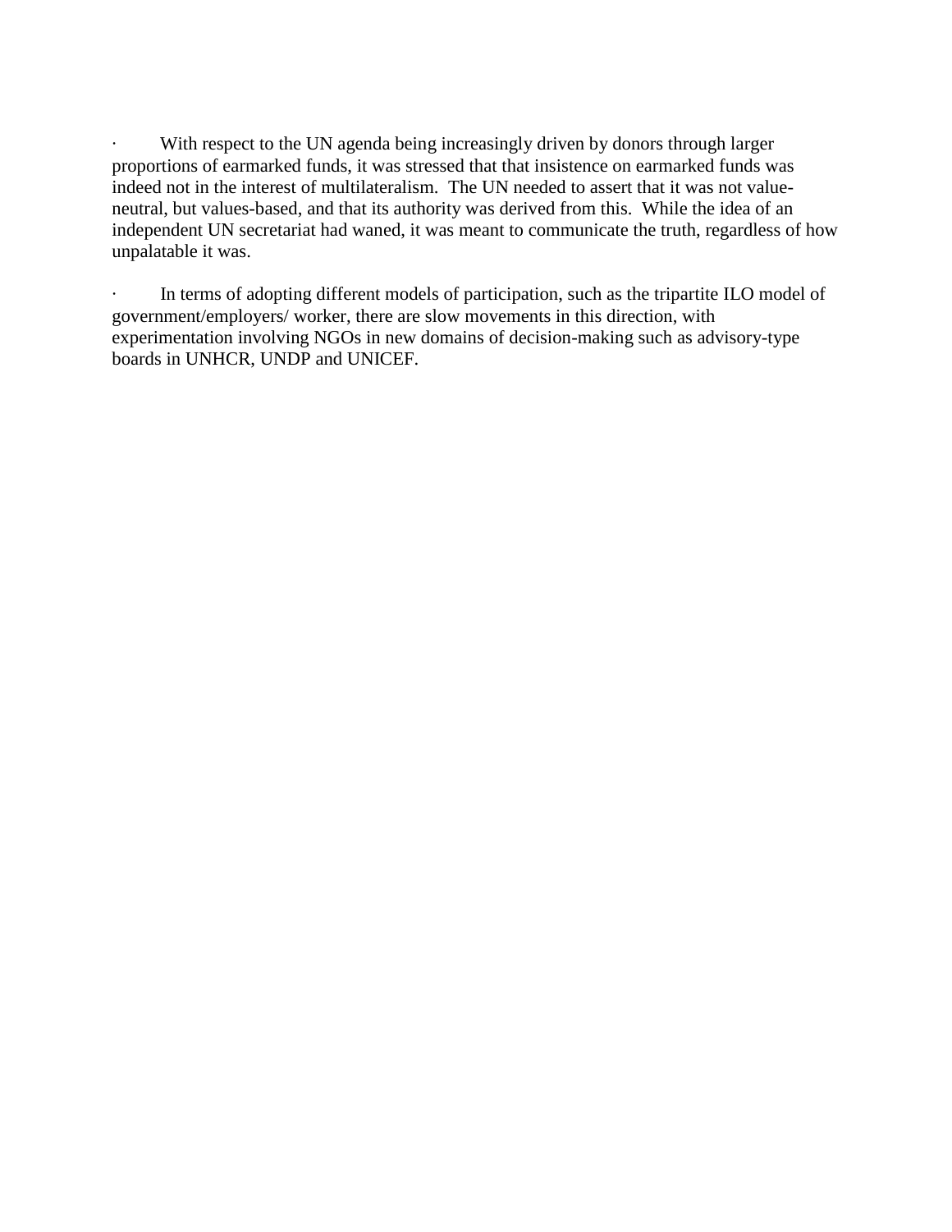- With respect to the UN agenda being increasingly driven by donors through larger proportions of earmarked funds, it was stressed that that insistence on earmarked funds was indeed not in the interest of multilateralism. The UN needed to assert that it was not value-neutral, but values-based, and that its authority was derived from this. While the idea of an independent UN secretariat had waned, it was meant to communicate the truth, regardless of how unpalatable it was.

- In terms of adopting different models of participation, such as the tripartite ILO model of government/employers/ worker, there are slow movements in this direction, with experimentation involving NGOs in new domains of decision-making such as advisory-type boards in UNHCR, UNDP and UNICEF.